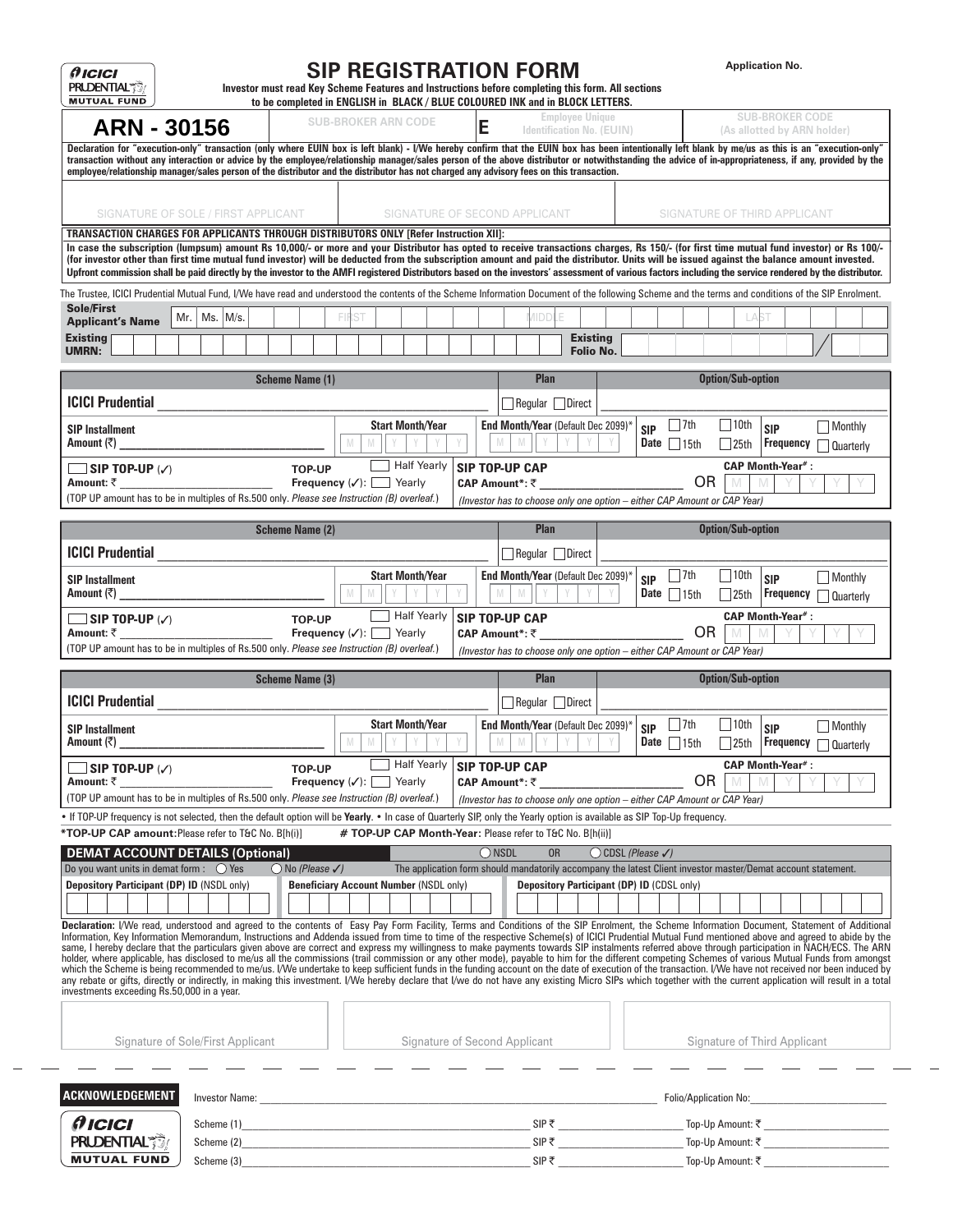ICICI PRUDENTIAL MUTUAL FUND

# SIP REGISTRATION FORM

**Application No.**

**Investor must read Key Scheme Features and Instructions before completing this form. All sections to be completed in ENGLISH in BLACK / BLUE COLOURED INK and in BLOCK LETTERS.**

| ARN - 30156 | SUB-BROKER ARN CODE | E | Employee Unique Identification No. (EUIN) | SUB-BROKER CODE (As allotted by ARN holder) |
|---|---|---|---|---|

**Declaration for "execution-only" transaction (only where EUIN box is left blank) - I/We hereby confirm that the EUIN box has been intentionally left blank by me/us as this is an "execution-only" transaction without any interaction or advice by the employee/relationship manager/sales person of the above distributor or notwithstanding the advice of in-appropriateness, if any, provided by the employee/relationship manager/sales person of the distributor and the distributor has not charged any advisory fees on this transaction.**

| SIGNATURE OF SOLE / FIRST APPLICANT | SIGNATURE OF SECOND APPLICANT | SIGNATURE OF THIRD APPLICANT |
|---|---|---|

**TRANSACTION CHARGES FOR APPLICANTS THROUGH DISTRIBUTORS ONLY [Refer Instruction XII]:**

**In case the subscription (lumpsum) amount Rs 10,000/- or more and your Distributor has opted to receive transactions charges, Rs 150/- (for first time mutual fund investor) or Rs 100/- (for investor other than first time mutual fund investor) will be deducted from the subscription amount and paid the distributor. Units will be issued against the balance amount invested. Upfront commission shall be paid directly by the investor to the AMFI registered Distributors based on the investors' assessment of various factors including the service rendered by the distributor.**

The Trustee, ICICI Prudential Mutual Fund, I/We have read and understood the contents of the Scheme Information Document of the following Scheme and the terms and conditions of the SIP Enrolment.

**Sole/First Applicant's Name** Mr. | Ms. | M/s. FIRST MIDDLE LAST

**Existing UMRN:** **Existing Folio No.**

| Scheme Name (1) | Plan | Option/Sub-option |
|---|---|---|
| ICICI Prudential ________ | ☐ Regular ☐ Direct | |
| **SIP Installment Amount (₹)** ________ **Start Month/Year** M M Y Y Y Y | **End Month/Year** (Default Dec 2099)* M M Y Y Y Y | **SIP Date** ☐ 7th ☐ 10th ☐ 15th ☐ 25th **SIP Frequency** ☐ Monthly ☐ Quarterly |
| ☐ **SIP TOP-UP** (✓) **Amount:** ₹ ________ **TOP-UP Frequency** (✓): ☐ Half Yearly ☐ Yearly (TOP UP amount has to be in multiples of Rs.500 only. *Please see Instruction (B) overleaf.*) | **SIP TOP-UP CAP** **CAP Amount*:** ₹ ________ OR *(Investor has to choose only one option – either CAP Amount or CAP Year)* | **CAP Month-Year# :** M M Y Y Y Y |

| Scheme Name (2) | Plan | Option/Sub-option |
|---|---|---|
| ICICI Prudential ________ | ☐ Regular ☐ Direct | |
| **SIP Installment Amount (₹)** ________ **Start Month/Year** M M Y Y Y Y | **End Month/Year** (Default Dec 2099)* M M Y Y Y Y | **SIP Date** ☐ 7th ☐ 10th ☐ 15th ☐ 25th **SIP Frequency** ☐ Monthly ☐ Quarterly |
| ☐ **SIP TOP-UP** (✓) **Amount:** ₹ ________ **TOP-UP Frequency** (✓): ☐ Half Yearly ☐ Yearly (TOP UP amount has to be in multiples of Rs.500 only. *Please see Instruction (B) overleaf.*) | **SIP TOP-UP CAP** **CAP Amount*:** ₹ ________ OR *(Investor has to choose only one option – either CAP Amount or CAP Year)* | **CAP Month-Year# :** M M Y Y Y Y |

| Scheme Name (3) | Plan | Option/Sub-option |
|---|---|---|
| ICICI Prudential ________ | ☐ Regular ☐ Direct | |
| **SIP Installment Amount (₹)** ________ **Start Month/Year** M M Y Y Y Y | **End Month/Year** (Default Dec 2099)* M M Y Y Y Y | **SIP Date** ☐ 7th ☐ 10th ☐ 15th ☐ 25th **SIP Frequency** ☐ Monthly ☐ Quarterly |
| ☐ **SIP TOP-UP** (✓) **Amount:** ₹ ________ **TOP-UP Frequency** (✓): ☐ Half Yearly ☐ Yearly (TOP UP amount has to be in multiples of Rs.500 only. *Please see Instruction (B) overleaf.*) | **SIP TOP-UP CAP** **CAP Amount*:** ₹ ________ OR *(Investor has to choose only one option – either CAP Amount or CAP Year)* | **CAP Month-Year# :** M M Y Y Y Y |

• If TOP-UP frequency is not selected, then the default option will be **Yearly**. • In case of Quarterly SIP, only the Yearly option is available as SIP Top-Up frequency.

**\*TOP-UP CAP amount:** Please refer to T&C No. B[h(i)] **# TOP-UP CAP Month-Year:** Please refer to T&C No. B[h(ii)]

## DEMAT ACCOUNT DETAILS (Optional)

○ NSDL OR ○ CDSL *(Please ✓)*

Do you want units in demat form : ○ Yes ○ No *(Please ✓)* The application form should mandatorily accompany the latest Client investor master/Demat account statement.

| Depository Participant (DP) ID (NSDL only) | Beneficiary Account Number (NSDL only) | Depository Participant (DP) ID (CDSL only) |
|---|---|---|
| | | |

**Declaration:** I/We read, understood and agreed to the contents of Easy Pay Form Facility, Terms and Conditions of the SIP Enrolment, the Scheme Information Document, Statement of Additional Information, Key Information Memorandum, Instructions and Addenda issued from time to time of the respective Scheme(s) of ICICI Prudential Mutual Fund mentioned above and agreed to abide by the same, I hereby declare that the particulars given above are correct and express my willingness to make payments towards SIP instalments referred above through participation in NACH/ECS. The ARN holder, where applicable, has disclosed to me/us all the commissions (trail commission or any other mode), payable to him for the different competing Schemes of various Mutual Funds from amongst which the Scheme is being recommended to me/us. I/We undertake to keep sufficient funds in the funding account on the date of execution of the transaction. I/We have not received nor been induced by any rebate or gifts, directly or indirectly, in making this investment. I/We hereby declare that I/we do not have any existing Micro SIPs which together with the current application will result in a total investments exceeding Rs.50,000 in a year.

| Signature of Sole/First Applicant | Signature of Second Applicant | Signature of Third Applicant |
|---|---|---|

---

## ACKNOWLEDGEMENT

ICICI PRUDENTIAL MUTUAL FUND

Investor Name: ________ Folio/Application No: ________

Scheme (1) ________ SIP ₹ ________ Top-Up Amount: ₹ ________

Scheme (2) ________ SIP ₹ ________ Top-Up Amount: ₹ ________

Scheme (3) ________ SIP ₹ ________ Top-Up Amount: ₹ ________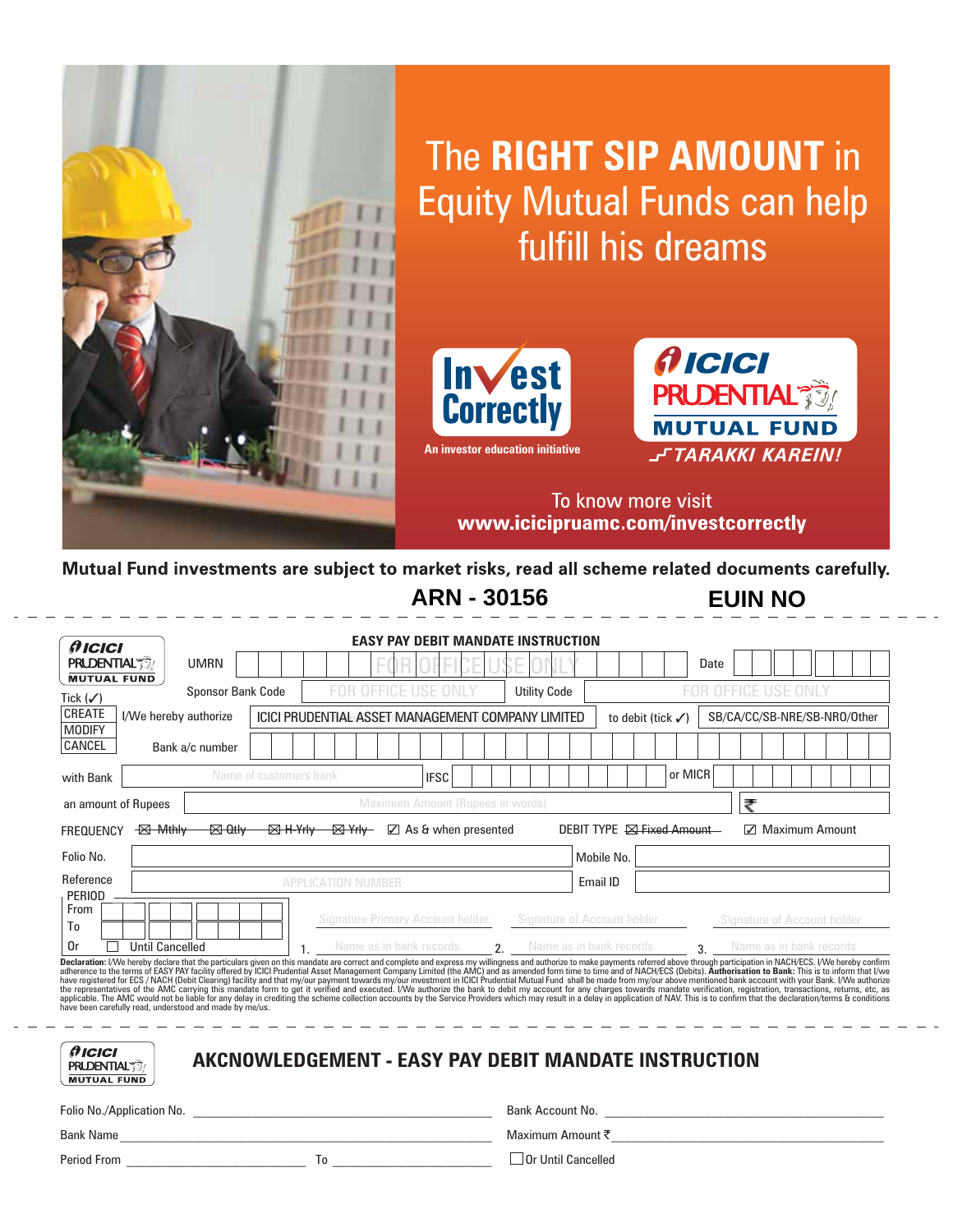The **RIGHT SIP AMOUNT** in Equity Mutual Funds can help fulfill his dreams

Invest Correctly
An investor education initiative

ICICI PRUDENTIAL MUTUAL FUND
TARAKKI KAREIN!

To know more visit
**www.icicipruamc.com/investcorrectly**

**Mutual Fund investments are subject to market risks, read all scheme related documents carefully.**

**ARN - 30156** **EUIN NO**

---

ICICI PRUDENTIAL MUTUAL FUND

## EASY PAY DEBIT MANDATE INSTRUCTION

UMRN: FOR OFFICE USE ONLY Date

Sponsor Bank Code: FOR OFFICE USE ONLY Utility Code: FOR OFFICE USE ONLY

Tick (✓)
- CREATE
- MODIFY
- CANCEL

I/We hereby authorize ICICI PRUDENTIAL ASSET MANAGEMENT COMPANY LIMITED to debit (tick ✓) SB/CA/CC/SB-NRE/SB-NRO/Other

Bank a/c number

with Bank: Name of customers bank IFSC or MICR

an amount of Rupees: Maximum Amount (Rupees in words) ₹

FREQUENCY ☒ ~~Mthly~~ ☒ ~~Qtly~~ ☒ ~~H-Yrly~~ ☒ ~~Yrly~~ ☑ As & when presented DEBIT TYPE ☒ ~~Fixed Amount~~ ☑ Maximum Amount

Folio No. Mobile No.

Reference: APPLICATION NUMBER Email ID

PERIOD
From
To
Or ☐ Until Cancelled

Signature Primary Account holder Signature of Account holder Signature of Account holder

1. Name as in bank records 2. Name as in bank records 3. Name as in bank records

**Declaration:** I/We hereby declare that the particulars given on this mandate are correct and complete and express my willingness and authorize to make payments referred above through participation in NACH/ECS. I/We hereby confirm adherence to the terms of EASY PAY facility offered by ICICI Prudential Asset Management Company Limited (the AMC) and as amended form time to time and of NACH/ECS (Debits). **Authorisation to Bank:** This is to inform that I/we have registered for ECS / NACH (Debit Clearing) facility and that my/our payment towards my/our investment in ICICI Prudential Mutual Fund shall be made from my/our above mentioned bank account with your Bank. I/We authorize the representatives of the AMC carrying this mandate form to get it verified and executed. I/We authorize the bank to debit my account for any charges towards mandate verification, registration, transactions, returns, etc, as applicable. The AMC would not be liable for any delay in crediting the scheme collection accounts by the Service Providers which may result in a delay in application of NAV. This is to confirm that the declaration/terms & conditions have been carefully read, understood and made by me/us.

---

ICICI PRUDENTIAL MUTUAL FUND

## AKCNOWLEDGEMENT - EASY PAY DEBIT MANDATE INSTRUCTION

Folio No./Application No. ______________ Bank Account No. ______________

Bank Name ______________ Maximum Amount ₹ ______________

Period From ______________ To ______________ ☐ Or Until Cancelled